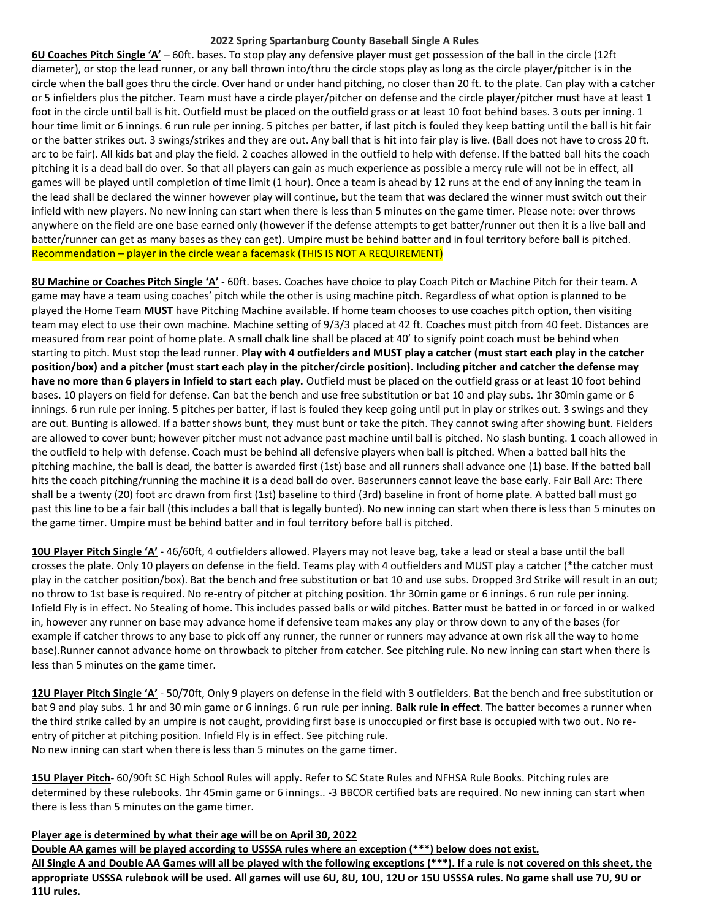## 2022 Spring Spartanburg County Baseball Single A Rules

**6U Coaches Pitch Single 'A'** – 60ft. bases. To stop play any defensive player must get possession of the ball in the circle (12ft diameter), or stop the lead runner, or any ball thrown into/thru the circle stops play as long as the circle player/pitcher is in the circle when the ball goes thru the circle. Over hand or under hand pitching, no closer than 20 ft. to the plate. Can play with a catcher or 5 infielders plus the pitcher. Team must have a circle player/pitcher on defense and the circle player/pitcher must have at least 1 foot in the circle until ball is hit. Outfield must be placed on the outfield grass or at least 10 foot behind bases. 3 outs per inning. 1 hour time limit or 6 innings. 6 run rule per inning. 5 pitches per batter, if last pitch is fouled they keep batting until the ball is hit fair or the batter strikes out. 3 swings/strikes and they are out. Any ball that is hit into fair play is live. (Ball does not have to cross 20 ft. arc to be fair). All kids bat and play the field. 2 coaches allowed in the outfield to help with defense. If the batted ball hits the coach pitching it is a dead ball do over. So that all players can gain as much experience as possible a mercy rule will not be in effect, all games will be played until completion of time limit (1 hour). Once a team is ahead by 12 runs at the end of any inning the team in the lead shall be declared the winner however play will continue, but the team that was declared the winner must switch out their infield with new players. No new inning can start when there is less than 5 minutes on the game timer. Please note: over throws anywhere on the field are one base earned only (however if the defense attempts to get batter/runner out then it is a live ball and batter/runner can get as many bases as they can get). Umpire must be behind batter and in foul territory before ball is pitched. Recommendation – player in the circle wear a facemask (THIS IS NOT A REQUIREMENT)

**8U Machine or Coaches Pitch Single 'A'** - 60ft. bases. Coaches have choice to play Coach Pitch or Machine Pitch for their team. A game may have a team using coaches' pitch while the other is using machine pitch. Regardless of what option is planned to be played the Home Team **MUST** have Pitching Machine available. If home team chooses to use coaches pitch option, then visiting team may elect to use their own machine. Machine setting of 9/3/3 placed at 42 ft. Coaches must pitch from 40 feet. Distances are measured from rear point of home plate. A small chalk line shall be placed at 40' to signify point coach must be behind when starting to pitch. Must stop the lead runner. **Play with 4 outfielders and MUST play a catcher (must start each play in the catcher position/box) and a pitcher (must start each play in the pitcher/circle position). Including pitcher and catcher the defense may have no more than 6 players in Infield to start each play.** Outfield must be placed on the outfield grass or at least 10 foot behind bases. 10 players on field for defense. Can bat the bench and use free substitution or bat 10 and play subs. 1hr 30min game or 6 innings. 6 run rule per inning. 5 pitches per batter, if last is fouled they keep going until put in play or strikes out. 3 swings and they are out. Bunting is allowed. If a batter shows bunt, they must bunt or take the pitch. They cannot swing after showing bunt. Fielders are allowed to cover bunt; however pitcher must not advance past machine until ball is pitched. No slash bunting. 1 coach allowed in the outfield to help with defense. Coach must be behind all defensive players when ball is pitched. When a batted ball hits the pitching machine, the ball is dead, the batter is awarded first (1st) base and all runners shall advance one (1) base. If the batted ball hits the coach pitching/running the machine it is a dead ball do over. Baserunners cannot leave the base early. Fair Ball Arc: There shall be a twenty (20) foot arc drawn from first (1st) baseline to third (3rd) baseline in front of home plate. A batted ball must go past this line to be a fair ball (this includes a ball that is legally bunted). No new inning can start when there is less than 5 minutes on the game timer. Umpire must be behind batter and in foul territory before ball is pitched.

**10U Player Pitch Single 'A'** - 46/60ft, 4 outfielders allowed. Players may not leave bag, take a lead or steal a base until the ball crosses the plate. Only 10 players on defense in the field. Teams play with 4 outfielders and MUST play a catcher (*the catcher must play in the catcher position/box). Bat the bench and free substitution or bat 10 and use subs. Dropped 3rd Strike will result in an out; no throw to 1st base is required. No re-entry of pitcher at pitching position. 1hr 30min game or 6 innings. 6 run rule per inning. Infield Fly is in effect. No Stealing of home. This includes passed balls or wild pitches. Batter must be batted in or forced in or walked in, however any runner on base may advance home if defensive team makes any play or throw down to any of the bases (for example if catcher throws to any base to pick off any runner, the runner or runners may advance at own risk all the way to home base).Runner cannot advance home on throwback to pitcher from catcher. See pitching rule. No new inning can start when there is less than 5 minutes on the game timer.

**12U Player Pitch Single 'A'** - 50/70ft, Only 9 players on defense in the field with 3 outfielders. Bat the bench and free substitution or bat 9 and play subs. 1 hr and 30 min game or 6 innings. 6 run rule per inning. **Balk rule in effect**. The batter becomes a runner when the third strike called by an umpire is not caught, providing first base is unoccupied or first base is occupied with two out. No re-entry of pitcher at pitching position. Infield Fly is in effect. See pitching rule.
No new inning can start when there is less than 5 minutes on the game timer.

**15U Player Pitch-** 60/90ft SC High School Rules will apply. Refer to SC State Rules and NFHSA Rule Books. Pitching rules are determined by these rulebooks. 1hr 45min game or 6 innings.. -3 BBCOR certified bats are required. No new inning can start when there is less than 5 minutes on the game timer.

**Player age is determined by what their age will be on April 30, 2022**
**Double AA games will be played according to USSSA rules where an exception (***) below does not exist.**
**All Single A and Double AA Games will all be played with the following exceptions (***). If a rule is not covered on this sheet, the appropriate USSSA rulebook will be used. All games will use 6U, 8U, 10U, 12U or 15U USSSA rules. No game shall use 7U, 9U or 11U rules.**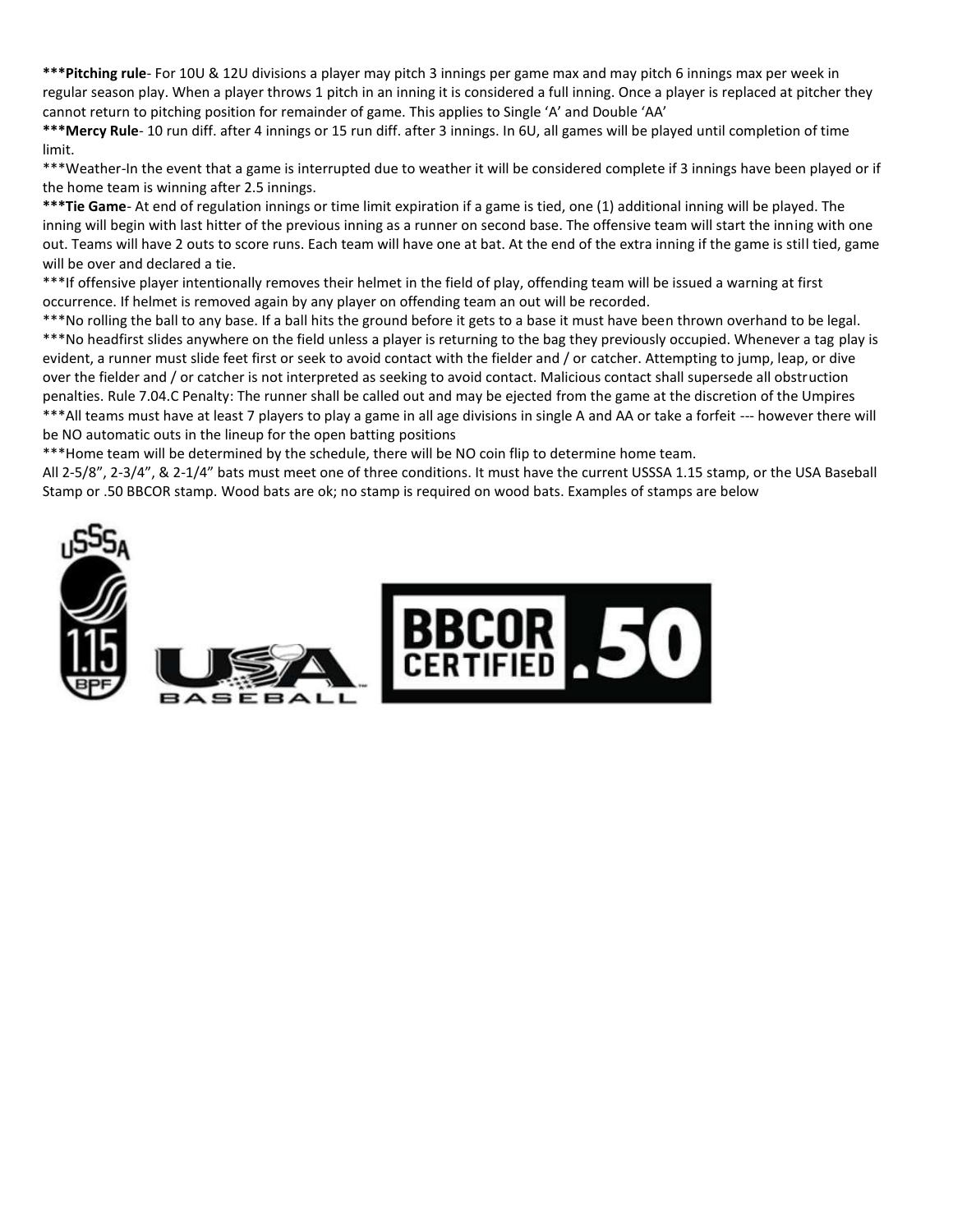***Pitching rule**- For 10U & 12U divisions a player may pitch 3 innings per game max and may pitch 6 innings max per week in regular season play. When a player throws 1 pitch in an inning it is considered a full inning. Once a player is replaced at pitcher they cannot return to pitching position for remainder of game. This applies to Single 'A' and Double 'AA'

***Mercy Rule**- 10 run diff. after 4 innings or 15 run diff. after 3 innings. In 6U, all games will be played until completion of time limit.

***Weather-In the event that a game is interrupted due to weather it will be considered complete if 3 innings have been played or if the home team is winning after 2.5 innings.

***Tie Game**- At end of regulation innings or time limit expiration if a game is tied, one (1) additional inning will be played. The inning will begin with last hitter of the previous inning as a runner on second base. The offensive team will start the inning with one out. Teams will have 2 outs to score runs. Each team will have one at bat. At the end of the extra inning if the game is still tied, game will be over and declared a tie.

***If offensive player intentionally removes their helmet in the field of play, offending team will be issued a warning at first occurrence. If helmet is removed again by any player on offending team an out will be recorded.

***No rolling the ball to any base. If a ball hits the ground before it gets to a base it must have been thrown overhand to be legal.

***No headfirst slides anywhere on the field unless a player is returning to the bag they previously occupied. Whenever a tag play is evident, a runner must slide feet first or seek to avoid contact with the fielder and / or catcher. Attempting to jump, leap, or dive over the fielder and / or catcher is not interpreted as seeking to avoid contact. Malicious contact shall supersede all obstruction penalties. Rule 7.04.C Penalty: The runner shall be called out and may be ejected from the game at the discretion of the Umpires

***All teams must have at least 7 players to play a game in all age divisions in single A and AA or take a forfeit --- however there will be NO automatic outs in the lineup for the open batting positions

***Home team will be determined by the schedule, there will be NO coin flip to determine home team.

All 2-5/8", 2-3/4", & 2-1/4" bats must meet one of three conditions. It must have the current USSSA 1.15 stamp, or the USA Baseball Stamp or .50 BBCOR stamp. Wood bats are ok; no stamp is required on wood bats. Examples of stamps are below